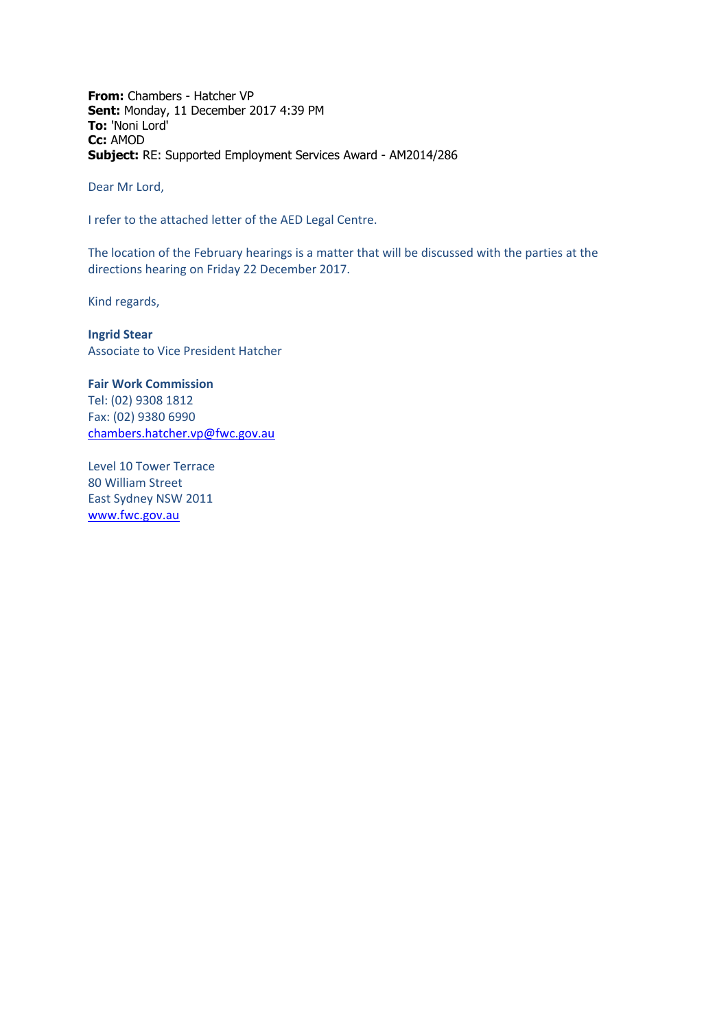**From:** Chambers - Hatcher VP
**Sent:** Monday, 11 December 2017 4:39 PM
**To:** 'Noni Lord'
**Cc:** AMOD
**Subject:** RE: Supported Employment Services Award - AM2014/286

Dear Mr Lord,

I refer to the attached letter of the AED Legal Centre.

The location of the February hearings is a matter that will be discussed with the parties at the directions hearing on Friday 22 December 2017.

Kind regards,

**Ingrid Stear**
Associate to Vice President Hatcher

**Fair Work Commission**
Tel: (02) 9308 1812
Fax: (02) 9380 6990
chambers.hatcher.vp@fwc.gov.au

Level 10 Tower Terrace
80 William Street
East Sydney NSW 2011
www.fwc.gov.au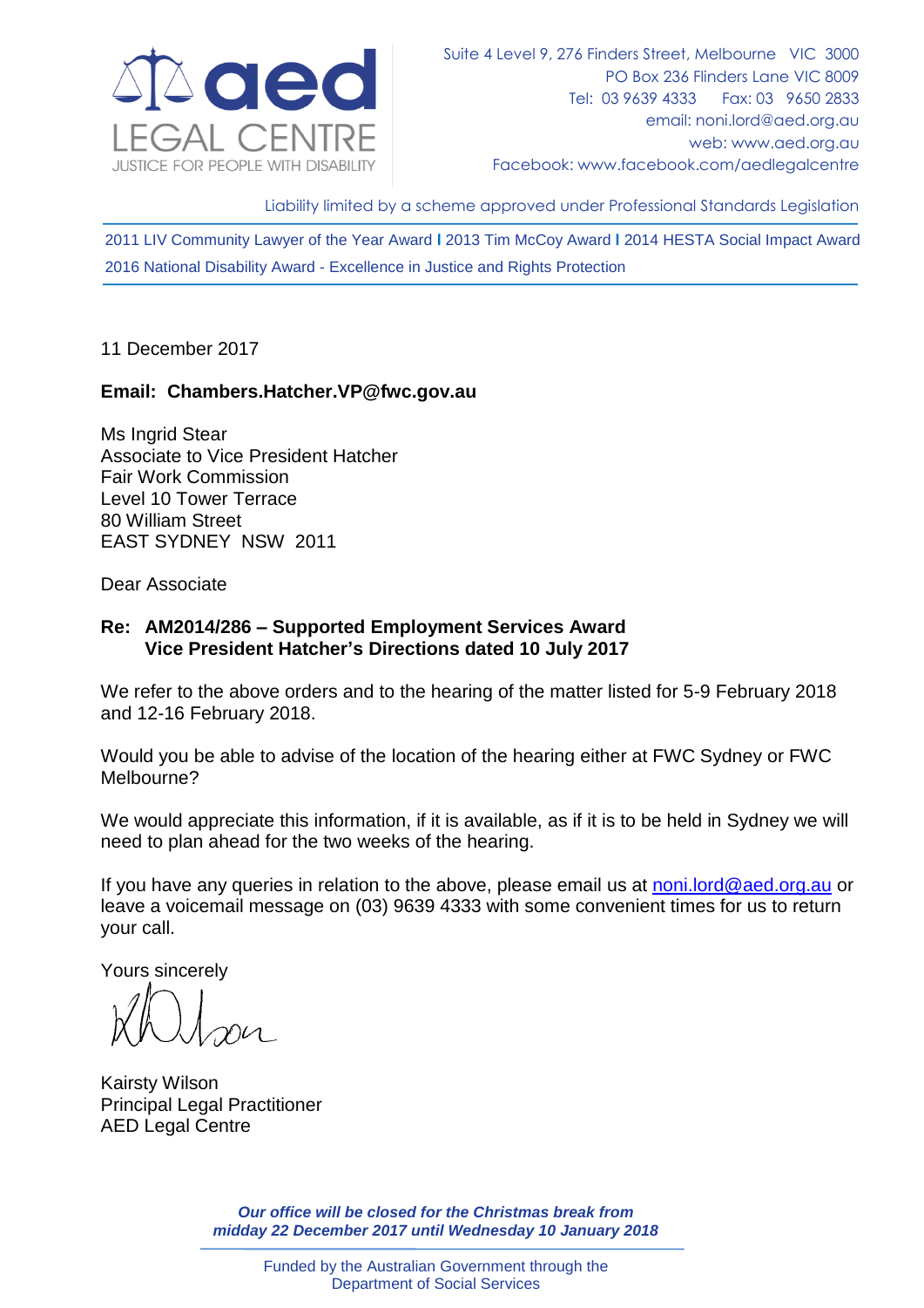aed LEGAL CENTRE
JUSTICE FOR PEOPLE WITH DISABILITY

Suite 4 Level 9, 276 Finders Street, Melbourne VIC 3000
PO Box 236 Flinders Lane VIC 8009
Tel: 03 9639 4333 Fax: 03 9650 2833
email: noni.lord@aed.org.au
web: www.aed.org.au
Facebook: www.facebook.com/aedlegalcentre

Liability limited by a scheme approved under Professional Standards Legislation

2011 LIV Community Lawyer of the Year Award | 2013 Tim McCoy Award | 2014 HESTA Social Impact Award
2016 National Disability Award - Excellence in Justice and Rights Protection

11 December 2017

**Email: Chambers.Hatcher.VP@fwc.gov.au**

Ms Ingrid Stear
Associate to Vice President Hatcher
Fair Work Commission
Level 10 Tower Terrace
80 William Street
EAST SYDNEY NSW 2011

Dear Associate

**Re: AM2014/286 – Supported Employment Services Award**
**Vice President Hatcher's Directions dated 10 July 2017**

We refer to the above orders and to the hearing of the matter listed for 5-9 February 2018 and 12-16 February 2018.

Would you be able to advise of the location of the hearing either at FWC Sydney or FWC Melbourne?

We would appreciate this information, if it is available, as if it is to be held in Sydney we will need to plan ahead for the two weeks of the hearing.

If you have any queries in relation to the above, please email us at noni.lord@aed.org.au or leave a voicemail message on (03) 9639 4333 with some convenient times for us to return your call.

Yours sincerely

Kairsty Wilson
Principal Legal Practitioner
AED Legal Centre

***Our office will be closed for the Christmas break from midday 22 December 2017 until Wednesday 10 January 2018***

Funded by the Australian Government through the Department of Social Services